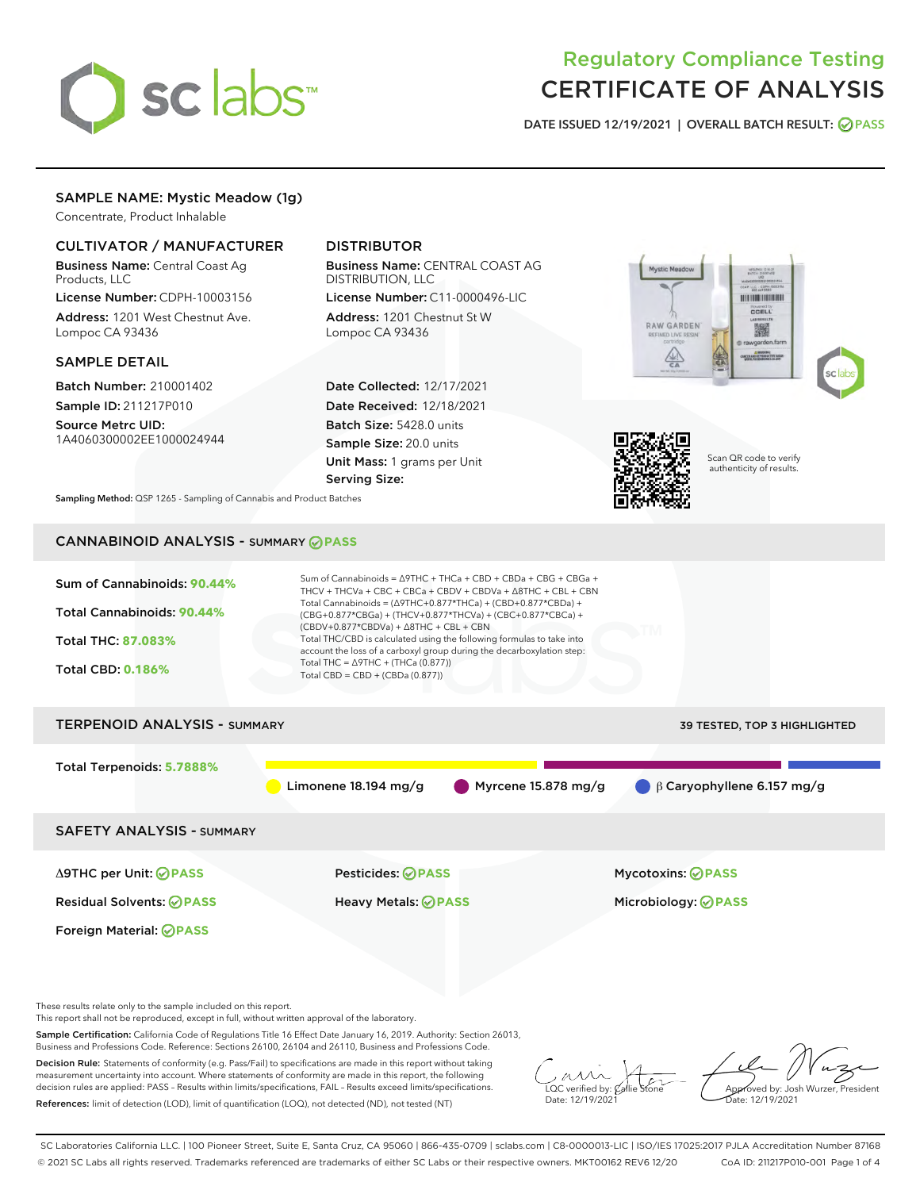# Regulatory Compliance Testing
# CERTIFICATE OF ANALYSIS

DATE ISSUED 12/19/2021 | OVERALL BATCH RESULT: PASS

## SAMPLE NAME: Mystic Meadow (1g)

Concentrate, Product Inhalable

### CULTIVATOR / MANUFACTURER

**Business Name:** Central Coast Ag Products, LLC
**License Number:** CDPH-10003156
**Address:** 1201 West Chestnut Ave. Lompoc CA 93436

### DISTRIBUTOR

**Business Name:** CENTRAL COAST AG DISTRIBUTION, LLC
**License Number:** C11-0000496-LIC
**Address:** 1201 Chestnut St W Lompoc CA 93436

### SAMPLE DETAIL

**Batch Number:** 210001402
**Sample ID:** 211217P010
**Source Metrc UID:** 1A4060300002EE1000024944

**Date Collected:** 12/17/2021
**Date Received:** 12/18/2021
**Batch Size:** 5428.0 units
**Sample Size:** 20.0 units
**Unit Mass:** 1 grams per Unit
**Serving Size:**

Scan QR code to verify authenticity of results.

**Sampling Method:** QSP 1265 - Sampling of Cannabis and Product Batches

## CANNABINOID ANALYSIS - SUMMARY PASS

**Sum of Cannabinoids:** 90.44%
**Total Cannabinoids:** 90.44%
**Total THC:** 87.083%
**Total CBD:** 0.186%

Sum of Cannabinoids = Δ9THC + THCa + CBD + CBDa + CBG + CBGa + THCV + THCVa + CBC + CBCa + CBDV + CBDVa + Δ8THC + CBL + CBN
Total Cannabinoids = (Δ9THC+0.877*THCa) + (CBD+0.877*CBDa) + (CBG+0.877*CBGa) + (THCV+0.877*THCVa) + (CBC+0.877*CBCa) + (CBDV+0.877*CBDVa) + Δ8THC + CBL + CBN
Total THC/CBD is calculated using the following formulas to take into account the loss of a carboxyl group during the decarboxylation step:
Total THC = Δ9THC + (THCa (0.877))
Total CBD = CBD + (CBDa (0.877))

## TERPENOID ANALYSIS - SUMMARY

39 TESTED, TOP 3 HIGHLIGHTED

**Total Terpenoids:** 5.7888%

Limonene 18.194 mg/g | Myrcene 15.878 mg/g | β Caryophyllene 6.157 mg/g

## SAFETY ANALYSIS - SUMMARY

| | | |
|---|---|---|
| Δ9THC per Unit: PASS | Pesticides: PASS | Mycotoxins: PASS |
| Residual Solvents: PASS | Heavy Metals: PASS | Microbiology: PASS |
| Foreign Material: PASS | | |

These results relate only to the sample included on this report.
This report shall not be reproduced, except in full, without written approval of the laboratory.

**Sample Certification:** California Code of Regulations Title 16 Effect Date January 16, 2019. Authority: Section 26013, Business and Professions Code. Reference: Sections 26100, 26104 and 26110, Business and Professions Code.

**Decision Rule:** Statements of conformity (e.g. Pass/Fail) to specifications are made in this report without taking measurement uncertainty into account. Where statements of conformity are made in this report, the following decision rules are applied: PASS – Results within limits/specifications, FAIL – Results exceed limits/specifications.

**References:** limit of detection (LOD), limit of quantification (LOQ), not detected (ND), not tested (NT)

LQC verified by: Callie Stone
Date: 12/19/2021

Approved by: Josh Wurzer, President
Date: 12/19/2021

SC Laboratories California LLC. | 100 Pioneer Street, Suite E, Santa Cruz, CA 95060 | 866-435-0709 | sclabs.com | C8-0000013-LIC | ISO/IES 17025:2017 PJLA Accreditation Number 87168
© 2021 SC Labs all rights reserved. Trademarks referenced are trademarks of either SC Labs or their respective owners. MKT00162 REV6 12/20 CoA ID: 211217P010-001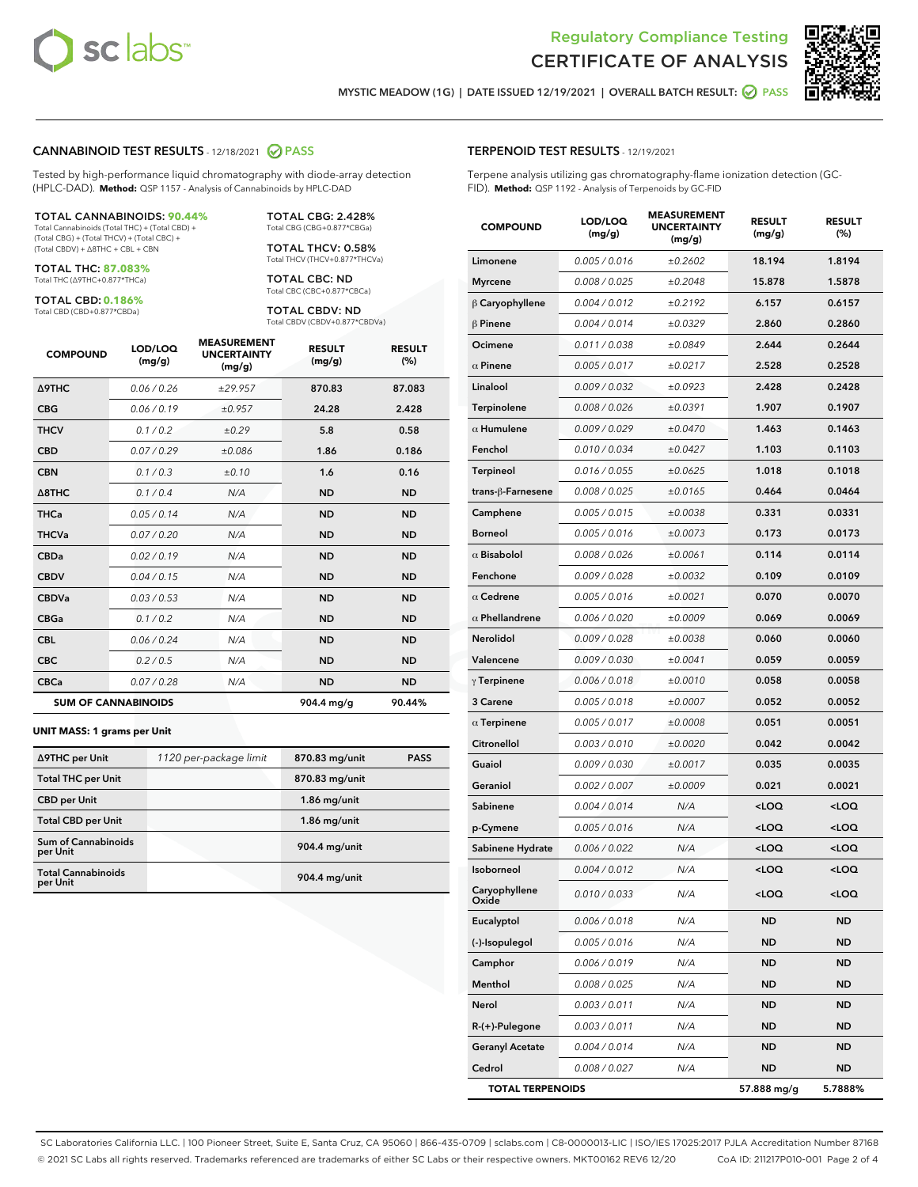Regulatory Compliance Testing

# CERTIFICATE OF ANALYSIS

MYSTIC MEADOW (1G) | DATE ISSUED 12/19/2021 | OVERALL BATCH RESULT: PASS

## CANNABINOID TEST RESULTS - 12/18/2021 PASS

Tested by high-performance liquid chromatography with diode-array detection (HPLC-DAD). **Method:** QSP 1157 - Analysis of Cannabinoids by HPLC-DAD

**TOTAL CANNABINOIDS: 90.44%**
Total Cannabinoids (Total THC) + (Total CBD) + (Total CBG) + (Total THCV) + (Total CBC) + (Total CBDV) + Δ8THC + CBL + CBN

**TOTAL THC: 87.083%**
Total THC (Δ9THC+0.877*THCa)

**TOTAL CBD: 0.186%**
Total CBD (CBD+0.877*CBDa)

**TOTAL CBG: 2.428%**
Total CBG (CBG+0.877*CBGa)

**TOTAL THCV: 0.58%**
Total THCV (THCV+0.877*THCVa)

**TOTAL CBC: ND**
Total CBC (CBC+0.877*CBCa)

**TOTAL CBDV: ND**
Total CBDV (CBDV+0.877*CBDVa)

| COMPOUND | LOD/LOQ (mg/g) | MEASUREMENT UNCERTAINTY (mg/g) | RESULT (mg/g) | RESULT (%) |
|---|---|---|---|---|
| Δ9THC | 0.06 / 0.26 | ±29.957 | 870.83 | 87.083 |
| CBG | 0.06 / 0.19 | ±0.957 | 24.28 | 2.428 |
| THCV | 0.1 / 0.2 | ±0.29 | 5.8 | 0.58 |
| CBD | 0.07 / 0.29 | ±0.086 | 1.86 | 0.186 |
| CBN | 0.1 / 0.3 | ±0.10 | 1.6 | 0.16 |
| Δ8THC | 0.1 / 0.4 | N/A | ND | ND |
| THCa | 0.05 / 0.14 | N/A | ND | ND |
| THCVa | 0.07 / 0.20 | N/A | ND | ND |
| CBDa | 0.02 / 0.19 | N/A | ND | ND |
| CBDV | 0.04 / 0.15 | N/A | ND | ND |
| CBDVa | 0.03 / 0.53 | N/A | ND | ND |
| CBGa | 0.1 / 0.2 | N/A | ND | ND |
| CBL | 0.06 / 0.24 | N/A | ND | ND |
| CBC | 0.2 / 0.5 | N/A | ND | ND |
| CBCa | 0.07 / 0.28 | N/A | ND | ND |
| **SUM OF CANNABINOIDS** | | | **904.4 mg/g** | **90.44%** |

**UNIT MASS: 1 grams per Unit**

| | | | |
|---|---|---|---|
| Δ9THC per Unit | 1120 per-package limit | 870.83 mg/unit | PASS |
| Total THC per Unit | | 870.83 mg/unit | |
| CBD per Unit | | 1.86 mg/unit | |
| Total CBD per Unit | | 1.86 mg/unit | |
| Sum of Cannabinoids per Unit | | 904.4 mg/unit | |
| Total Cannabinoids per Unit | | 904.4 mg/unit | |

## TERPENOID TEST RESULTS - 12/19/2021

Terpene analysis utilizing gas chromatography-flame ionization detection (GC-FID). **Method:** QSP 1192 - Analysis of Terpenoids by GC-FID

| COMPOUND | LOD/LOQ (mg/g) | MEASUREMENT UNCERTAINTY (mg/g) | RESULT (mg/g) | RESULT (%) |
|---|---|---|---|---|
| Limonene | 0.005 / 0.016 | ±0.2602 | 18.194 | 1.8194 |
| Myrcene | 0.008 / 0.025 | ±0.2048 | 15.878 | 1.5878 |
| β Caryophyllene | 0.004 / 0.012 | ±0.2192 | 6.157 | 0.6157 |
| β Pinene | 0.004 / 0.014 | ±0.0329 | 2.860 | 0.2860 |
| Ocimene | 0.011 / 0.038 | ±0.0849 | 2.644 | 0.2644 |
| α Pinene | 0.005 / 0.017 | ±0.0217 | 2.528 | 0.2528 |
| Linalool | 0.009 / 0.032 | ±0.0923 | 2.428 | 0.2428 |
| Terpinolene | 0.008 / 0.026 | ±0.0391 | 1.907 | 0.1907 |
| α Humulene | 0.009 / 0.029 | ±0.0470 | 1.463 | 0.1463 |
| Fenchol | 0.010 / 0.034 | ±0.0427 | 1.103 | 0.1103 |
| Terpineol | 0.016 / 0.055 | ±0.0625 | 1.018 | 0.1018 |
| trans-β-Farnesene | 0.008 / 0.025 | ±0.0165 | 0.464 | 0.0464 |
| Camphene | 0.005 / 0.015 | ±0.0038 | 0.331 | 0.0331 |
| Borneol | 0.005 / 0.016 | ±0.0073 | 0.173 | 0.0173 |
| α Bisabolol | 0.008 / 0.026 | ±0.0061 | 0.114 | 0.0114 |
| Fenchone | 0.009 / 0.028 | ±0.0032 | 0.109 | 0.0109 |
| α Cedrene | 0.005 / 0.016 | ±0.0021 | 0.070 | 0.0070 |
| α Phellandrene | 0.006 / 0.020 | ±0.0009 | 0.069 | 0.0069 |
| Nerolidol | 0.009 / 0.028 | ±0.0038 | 0.060 | 0.0060 |
| Valencene | 0.009 / 0.030 | ±0.0041 | 0.059 | 0.0059 |
| γ Terpinene | 0.006 / 0.018 | ±0.0010 | 0.058 | 0.0058 |
| 3 Carene | 0.005 / 0.018 | ±0.0007 | 0.052 | 0.0052 |
| α Terpinene | 0.005 / 0.017 | ±0.0008 | 0.051 | 0.0051 |
| Citronellol | 0.003 / 0.010 | ±0.0020 | 0.042 | 0.0042 |
| Guaiol | 0.009 / 0.030 | ±0.0017 | 0.035 | 0.0035 |
| Geraniol | 0.002 / 0.007 | ±0.0009 | 0.021 | 0.0021 |
| Sabinene | 0.004 / 0.014 | N/A | <LOQ | <LOQ |
| p-Cymene | 0.005 / 0.016 | N/A | <LOQ | <LOQ |
| Sabinene Hydrate | 0.006 / 0.022 | N/A | <LOQ | <LOQ |
| Isoborneol | 0.004 / 0.012 | N/A | <LOQ | <LOQ |
| Caryophyllene Oxide | 0.010 / 0.033 | N/A | <LOQ | <LOQ |
| Eucalyptol | 0.006 / 0.018 | N/A | ND | ND |
| (-)-Isopulegol | 0.005 / 0.016 | N/A | ND | ND |
| Camphor | 0.006 / 0.019 | N/A | ND | ND |
| Menthol | 0.008 / 0.025 | N/A | ND | ND |
| Nerol | 0.003 / 0.011 | N/A | ND | ND |
| R-(+)-Pulegone | 0.003 / 0.011 | N/A | ND | ND |
| Geranyl Acetate | 0.004 / 0.014 | N/A | ND | ND |
| Cedrol | 0.008 / 0.027 | N/A | ND | ND |
| **TOTAL TERPENOIDS** | | | **57.888 mg/g** | **5.7888%** |

SC Laboratories California LLC. | 100 Pioneer Street, Suite E, Santa Cruz, CA 95060 | 866-435-0709 | sclabs.com | C8-0000013-LIC | ISO/IES 17025:2017 PJLA Accreditation Number 87168
© 2021 SC Labs all rights reserved. Trademarks referenced are trademarks of either SC Labs or their respective owners. MKT00162 REV6 12/20 CoA ID: 211217P010-001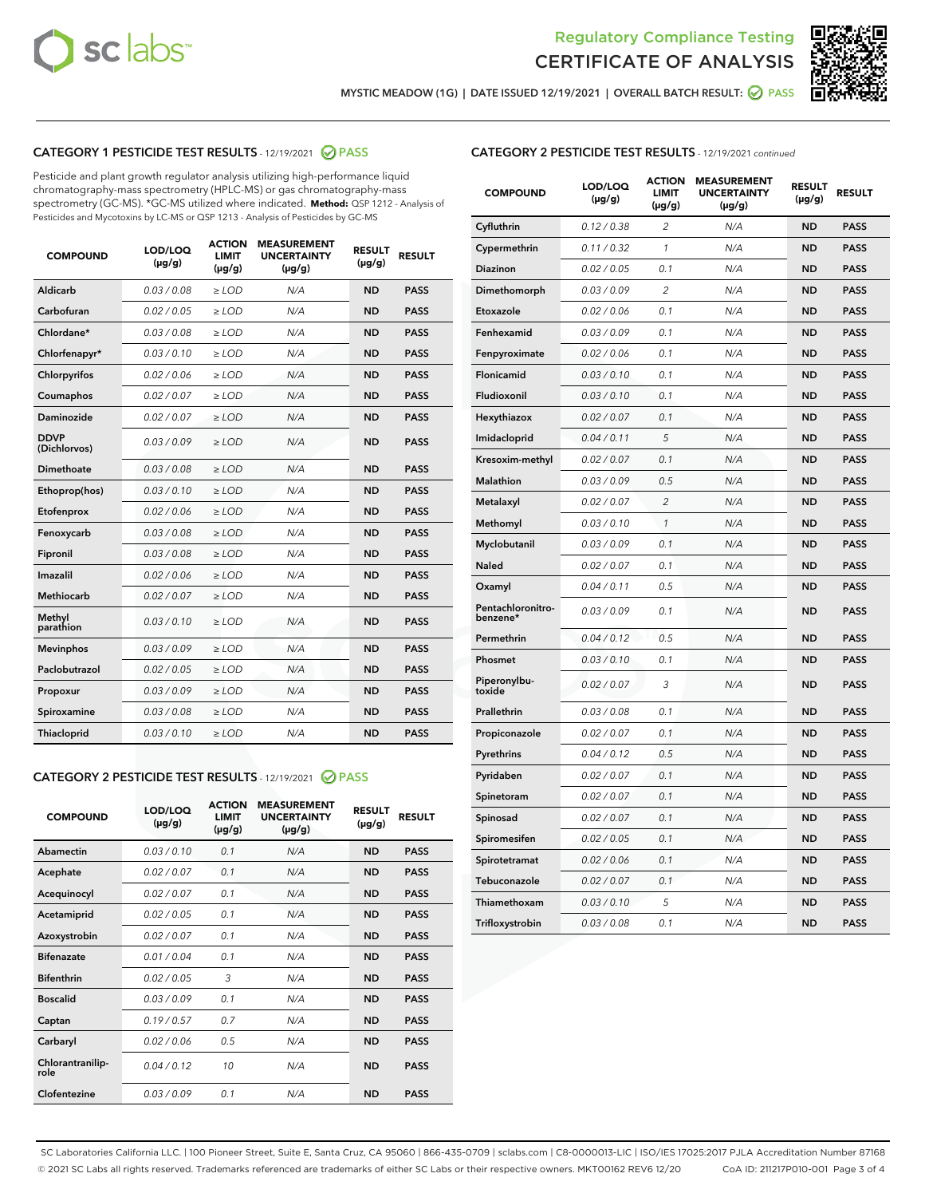Regulatory Compliance Testing
CERTIFICATE OF ANALYSIS

MYSTIC MEADOW (1G) | DATE ISSUED 12/19/2021 | OVERALL BATCH RESULT: PASS

## CATEGORY 1 PESTICIDE TEST RESULTS - 12/19/2021 PASS

Pesticide and plant growth regulator analysis utilizing high-performance liquid chromatography-mass spectrometry (HPLC-MS) or gas chromatography-mass spectrometry (GC-MS). *GC-MS utilized where indicated. **Method:** QSP 1212 - Analysis of Pesticides and Mycotoxins by LC-MS or QSP 1213 - Analysis of Pesticides by GC-MS

| COMPOUND | LOD/LOQ (µg/g) | ACTION LIMIT (µg/g) | MEASUREMENT UNCERTAINTY (µg/g) | RESULT (µg/g) | RESULT |
|---|---|---|---|---|---|
| Aldicarb | 0.03 / 0.08 | ≥ LOD | N/A | ND | PASS |
| Carbofuran | 0.02 / 0.05 | ≥ LOD | N/A | ND | PASS |
| Chlordane* | 0.03 / 0.08 | ≥ LOD | N/A | ND | PASS |
| Chlorfenapyr* | 0.03 / 0.10 | ≥ LOD | N/A | ND | PASS |
| Chlorpyrifos | 0.02 / 0.06 | ≥ LOD | N/A | ND | PASS |
| Coumaphos | 0.02 / 0.07 | ≥ LOD | N/A | ND | PASS |
| Daminozide | 0.02 / 0.07 | ≥ LOD | N/A | ND | PASS |
| DDVP (Dichlorvos) | 0.03 / 0.09 | ≥ LOD | N/A | ND | PASS |
| Dimethoate | 0.03 / 0.08 | ≥ LOD | N/A | ND | PASS |
| Ethoprop(hos) | 0.03 / 0.10 | ≥ LOD | N/A | ND | PASS |
| Etofenprox | 0.02 / 0.06 | ≥ LOD | N/A | ND | PASS |
| Fenoxycarb | 0.03 / 0.08 | ≥ LOD | N/A | ND | PASS |
| Fipronil | 0.03 / 0.08 | ≥ LOD | N/A | ND | PASS |
| Imazalil | 0.02 / 0.06 | ≥ LOD | N/A | ND | PASS |
| Methiocarb | 0.02 / 0.07 | ≥ LOD | N/A | ND | PASS |
| Methyl parathion | 0.03 / 0.10 | ≥ LOD | N/A | ND | PASS |
| Mevinphos | 0.03 / 0.09 | ≥ LOD | N/A | ND | PASS |
| Paclobutrazol | 0.02 / 0.05 | ≥ LOD | N/A | ND | PASS |
| Propoxur | 0.03 / 0.09 | ≥ LOD | N/A | ND | PASS |
| Spiroxamine | 0.03 / 0.08 | ≥ LOD | N/A | ND | PASS |
| Thiacloprid | 0.03 / 0.10 | ≥ LOD | N/A | ND | PASS |

## CATEGORY 2 PESTICIDE TEST RESULTS - 12/19/2021 PASS

| COMPOUND | LOD/LOQ (µg/g) | ACTION LIMIT (µg/g) | MEASUREMENT UNCERTAINTY (µg/g) | RESULT (µg/g) | RESULT |
|---|---|---|---|---|---|
| Abamectin | 0.03 / 0.10 | 0.1 | N/A | ND | PASS |
| Acephate | 0.02 / 0.07 | 0.1 | N/A | ND | PASS |
| Acequinocyl | 0.02 / 0.07 | 0.1 | N/A | ND | PASS |
| Acetamiprid | 0.02 / 0.05 | 0.1 | N/A | ND | PASS |
| Azoxystrobin | 0.02 / 0.07 | 0.1 | N/A | ND | PASS |
| Bifenazate | 0.01 / 0.04 | 0.1 | N/A | ND | PASS |
| Bifenthrin | 0.02 / 0.05 | 3 | N/A | ND | PASS |
| Boscalid | 0.03 / 0.09 | 0.1 | N/A | ND | PASS |
| Captan | 0.19 / 0.57 | 0.7 | N/A | ND | PASS |
| Carbaryl | 0.02 / 0.06 | 0.5 | N/A | ND | PASS |
| Chlorantraniliprole | 0.04 / 0.12 | 10 | N/A | ND | PASS |
| Clofentezine | 0.03 / 0.09 | 0.1 | N/A | ND | PASS |
| Cyfluthrin | 0.12 / 0.38 | 2 | N/A | ND | PASS |
| Cypermethrin | 0.11 / 0.32 | 1 | N/A | ND | PASS |
| Diazinon | 0.02 / 0.05 | 0.1 | N/A | ND | PASS |
| Dimethomorph | 0.03 / 0.09 | 2 | N/A | ND | PASS |
| Etoxazole | 0.02 / 0.06 | 0.1 | N/A | ND | PASS |
| Fenhexamid | 0.03 / 0.09 | 0.1 | N/A | ND | PASS |
| Fenpyroximate | 0.02 / 0.06 | 0.1 | N/A | ND | PASS |
| Flonicamid | 0.03 / 0.10 | 0.1 | N/A | ND | PASS |
| Fludioxonil | 0.03 / 0.10 | 0.1 | N/A | ND | PASS |
| Hexythiazox | 0.02 / 0.07 | 0.1 | N/A | ND | PASS |
| Imidacloprid | 0.04 / 0.11 | 5 | N/A | ND | PASS |
| Kresoxim-methyl | 0.02 / 0.07 | 0.1 | N/A | ND | PASS |
| Malathion | 0.03 / 0.09 | 0.5 | N/A | ND | PASS |
| Metalaxyl | 0.02 / 0.07 | 2 | N/A | ND | PASS |
| Methomyl | 0.03 / 0.10 | 1 | N/A | ND | PASS |
| Myclobutanil | 0.03 / 0.09 | 0.1 | N/A | ND | PASS |
| Naled | 0.02 / 0.07 | 0.1 | N/A | ND | PASS |
| Oxamyl | 0.04 / 0.11 | 0.5 | N/A | ND | PASS |
| Pentachloronitrobenzene* | 0.03 / 0.09 | 0.1 | N/A | ND | PASS |
| Permethrin | 0.04 / 0.12 | 0.5 | N/A | ND | PASS |
| Phosmet | 0.03 / 0.10 | 0.1 | N/A | ND | PASS |
| Piperonylbutoxide | 0.02 / 0.07 | 3 | N/A | ND | PASS |
| Prallethrin | 0.03 / 0.08 | 0.1 | N/A | ND | PASS |
| Propiconazole | 0.02 / 0.07 | 0.1 | N/A | ND | PASS |
| Pyrethrins | 0.04 / 0.12 | 0.5 | N/A | ND | PASS |
| Pyridaben | 0.02 / 0.07 | 0.1 | N/A | ND | PASS |
| Spinetoram | 0.02 / 0.07 | 0.1 | N/A | ND | PASS |
| Spinosad | 0.02 / 0.07 | 0.1 | N/A | ND | PASS |
| Spiromesifen | 0.02 / 0.05 | 0.1 | N/A | ND | PASS |
| Spirotetramat | 0.02 / 0.06 | 0.1 | N/A | ND | PASS |
| Tebuconazole | 0.02 / 0.07 | 0.1 | N/A | ND | PASS |
| Thiamethoxam | 0.03 / 0.10 | 5 | N/A | ND | PASS |
| Trifloxystrobin | 0.03 / 0.08 | 0.1 | N/A | ND | PASS |

SC Laboratories California LLC. | 100 Pioneer Street, Suite E, Santa Cruz, CA 95060 | 866-435-0709 | sclabs.com | C8-0000013-LIC | ISO/IES 17025:2017 PJLA Accreditation Number 87168
© 2021 SC Labs all rights reserved. Trademarks referenced are trademarks of either SC Labs or their respective owners. MKT00162 REV6 12/20 CoA ID: 211217P010-001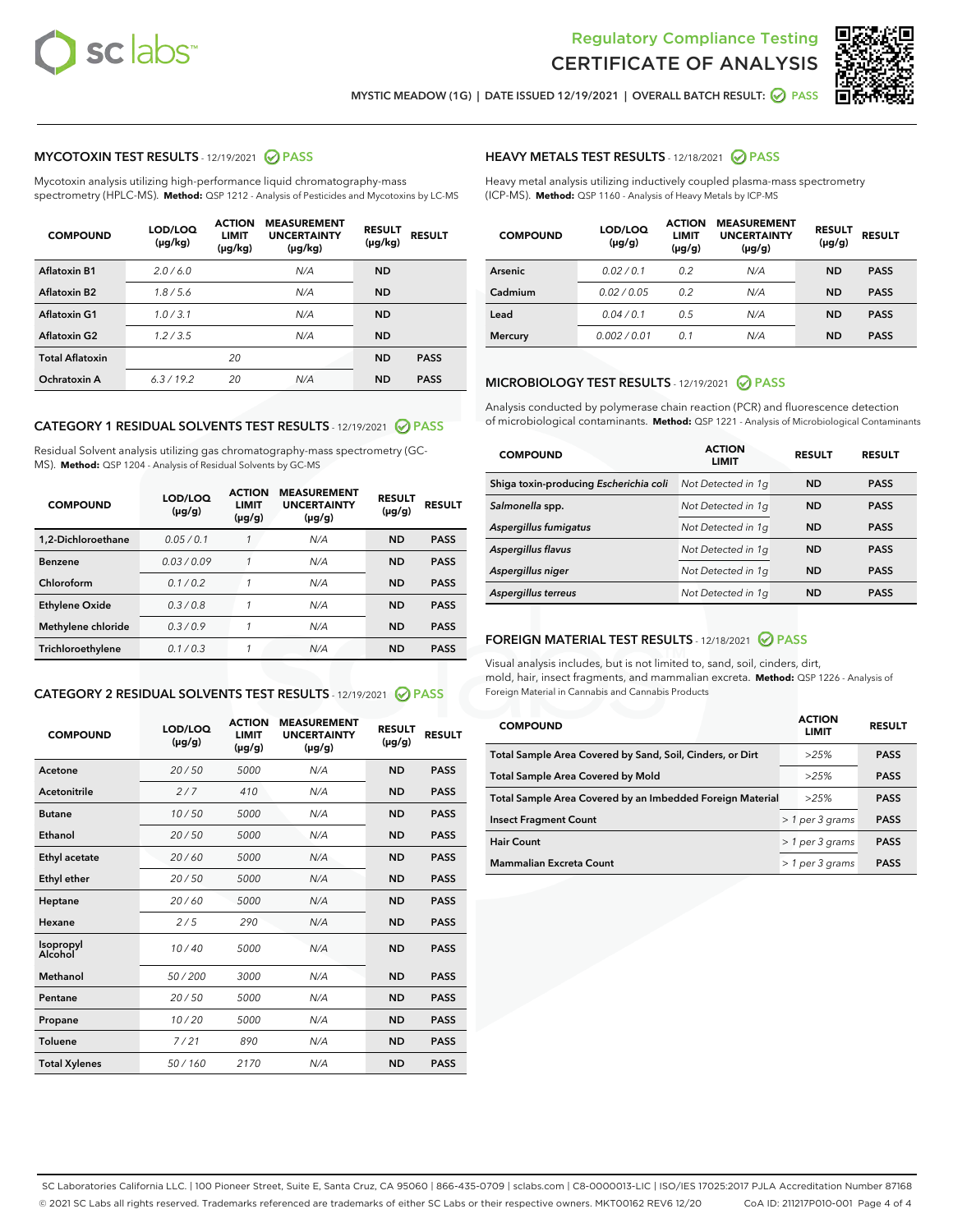Regulatory Compliance Testing

CERTIFICATE OF ANALYSIS

MYSTIC MEADOW (1G) | DATE ISSUED 12/19/2021 | OVERALL BATCH RESULT: PASS

## MYCOTOXIN TEST RESULTS - 12/19/2021 PASS

Mycotoxin analysis utilizing high-performance liquid chromatography-mass spectrometry (HPLC-MS). **Method:** QSP 1212 - Analysis of Pesticides and Mycotoxins by LC-MS

| COMPOUND | LOD/LOQ (µg/kg) | ACTION LIMIT (µg/kg) | MEASUREMENT UNCERTAINTY (µg/kg) | RESULT (µg/kg) | RESULT |
|---|---|---|---|---|---|
| Aflatoxin B1 | 2.0 / 6.0 | | N/A | ND | |
| Aflatoxin B2 | 1.8 / 5.6 | | N/A | ND | |
| Aflatoxin G1 | 1.0 / 3.1 | | N/A | ND | |
| Aflatoxin G2 | 1.2 / 3.5 | | N/A | ND | |
| Total Aflatoxin | | 20 | | ND | PASS |
| Ochratoxin A | 6.3 / 19.2 | 20 | N/A | ND | PASS |

## CATEGORY 1 RESIDUAL SOLVENTS TEST RESULTS - 12/19/2021 PASS

Residual Solvent analysis utilizing gas chromatography-mass spectrometry (GC-MS). **Method:** QSP 1204 - Analysis of Residual Solvents by GC-MS

| COMPOUND | LOD/LOQ (µg/g) | ACTION LIMIT (µg/g) | MEASUREMENT UNCERTAINTY (µg/g) | RESULT (µg/g) | RESULT |
|---|---|---|---|---|---|
| 1,2-Dichloroethane | 0.05 / 0.1 | 1 | N/A | ND | PASS |
| Benzene | 0.03 / 0.09 | 1 | N/A | ND | PASS |
| Chloroform | 0.1 / 0.2 | 1 | N/A | ND | PASS |
| Ethylene Oxide | 0.3 / 0.8 | 1 | N/A | ND | PASS |
| Methylene chloride | 0.3 / 0.9 | 1 | N/A | ND | PASS |
| Trichloroethylene | 0.1 / 0.3 | 1 | N/A | ND | PASS |

## CATEGORY 2 RESIDUAL SOLVENTS TEST RESULTS - 12/19/2021 PASS

| COMPOUND | LOD/LOQ (µg/g) | ACTION LIMIT (µg/g) | MEASUREMENT UNCERTAINTY (µg/g) | RESULT (µg/g) | RESULT |
|---|---|---|---|---|---|
| Acetone | 20 / 50 | 5000 | N/A | ND | PASS |
| Acetonitrile | 2 / 7 | 410 | N/A | ND | PASS |
| Butane | 10 / 50 | 5000 | N/A | ND | PASS |
| Ethanol | 20 / 50 | 5000 | N/A | ND | PASS |
| Ethyl acetate | 20 / 60 | 5000 | N/A | ND | PASS |
| Ethyl ether | 20 / 50 | 5000 | N/A | ND | PASS |
| Heptane | 20 / 60 | 5000 | N/A | ND | PASS |
| Hexane | 2 / 5 | 290 | N/A | ND | PASS |
| Isopropyl Alcohol | 10 / 40 | 5000 | N/A | ND | PASS |
| Methanol | 50 / 200 | 3000 | N/A | ND | PASS |
| Pentane | 20 / 50 | 5000 | N/A | ND | PASS |
| Propane | 10 / 20 | 5000 | N/A | ND | PASS |
| Toluene | 7 / 21 | 890 | N/A | ND | PASS |
| Total Xylenes | 50 / 160 | 2170 | N/A | ND | PASS |

## HEAVY METALS TEST RESULTS - 12/18/2021 PASS

Heavy metal analysis utilizing inductively coupled plasma-mass spectrometry (ICP-MS). **Method:** QSP 1160 - Analysis of Heavy Metals by ICP-MS

| COMPOUND | LOD/LOQ (µg/g) | ACTION LIMIT (µg/g) | MEASUREMENT UNCERTAINTY (µg/g) | RESULT (µg/g) | RESULT |
|---|---|---|---|---|---|
| Arsenic | 0.02 / 0.1 | 0.2 | N/A | ND | PASS |
| Cadmium | 0.02 / 0.05 | 0.2 | N/A | ND | PASS |
| Lead | 0.04 / 0.1 | 0.5 | N/A | ND | PASS |
| Mercury | 0.002 / 0.01 | 0.1 | N/A | ND | PASS |

## MICROBIOLOGY TEST RESULTS - 12/19/2021 PASS

Analysis conducted by polymerase chain reaction (PCR) and fluorescence detection of microbiological contaminants. **Method:** QSP 1221 - Analysis of Microbiological Contaminants

| COMPOUND | ACTION LIMIT | RESULT | RESULT |
|---|---|---|---|
| Shiga toxin-producing *Escherichia coli* | Not Detected in 1g | ND | PASS |
| *Salmonella* spp. | Not Detected in 1g | ND | PASS |
| *Aspergillus fumigatus* | Not Detected in 1g | ND | PASS |
| *Aspergillus flavus* | Not Detected in 1g | ND | PASS |
| *Aspergillus niger* | Not Detected in 1g | ND | PASS |
| *Aspergillus terreus* | Not Detected in 1g | ND | PASS |

## FOREIGN MATERIAL TEST RESULTS - 12/18/2021 PASS

Visual analysis includes, but is not limited to, sand, soil, cinders, dirt, mold, hair, insect fragments, and mammalian excreta. **Method:** QSP 1226 - Analysis of Foreign Material in Cannabis and Cannabis Products

| COMPOUND | ACTION LIMIT | RESULT |
|---|---|---|
| Total Sample Area Covered by Sand, Soil, Cinders, or Dirt | >25% | PASS |
| Total Sample Area Covered by Mold | >25% | PASS |
| Total Sample Area Covered by an Imbedded Foreign Material | >25% | PASS |
| Insect Fragment Count | > 1 per 3 grams | PASS |
| Hair Count | > 1 per 3 grams | PASS |
| Mammalian Excreta Count | > 1 per 3 grams | PASS |

SC Laboratories California LLC. | 100 Pioneer Street, Suite E, Santa Cruz, CA 95060 | 866-435-0709 | sclabs.com | C8-0000013-LIC | ISO/IES 17025:2017 PJLA Accreditation Number 87168
© 2021 SC Labs all rights reserved. Trademarks referenced are trademarks of either SC Labs or their respective owners. MKT00162 REV6 12/20 CoA ID: 211217P010-001